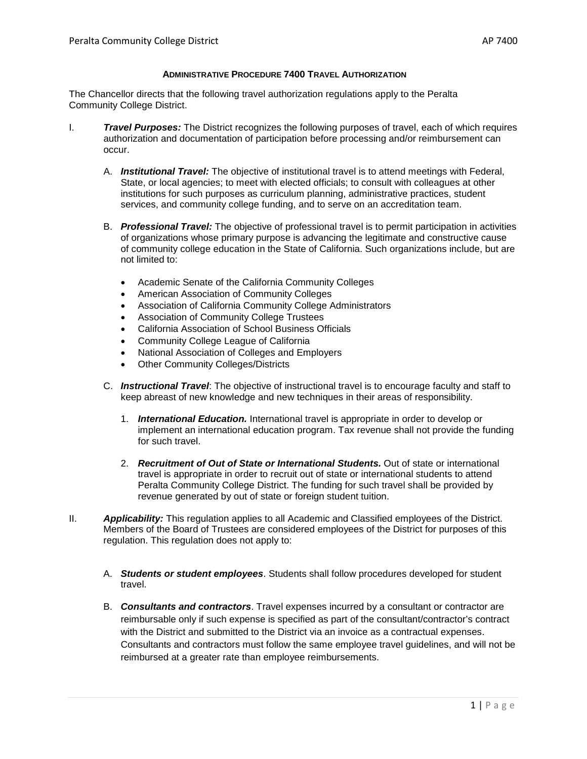# **Administrative Procedure 7400 Travel Authorization**

The Chancellor directs that the following travel authorization regulations apply to the Peralta Community College District.

I. ***Travel Purposes:*** The District recognizes the following purposes of travel, each of which requires authorization and documentation of participation before processing and/or reimbursement can occur.

   A. ***Institutional Travel:*** The objective of institutional travel is to attend meetings with Federal, State, or local agencies; to meet with elected officials; to consult with colleagues at other institutions for such purposes as curriculum planning, administrative practices, student services, and community college funding, and to serve on an accreditation team.

   B. ***Professional Travel:*** The objective of professional travel is to permit participation in activities of organizations whose primary purpose is advancing the legitimate and constructive cause of community college education in the State of California. Such organizations include, but are not limited to:

   - Academic Senate of the California Community Colleges
   - American Association of Community Colleges
   - Association of California Community College Administrators
   - Association of Community College Trustees
   - California Association of School Business Officials
   - Community College League of California
   - National Association of Colleges and Employers
   - Other Community Colleges/Districts

   C. ***Instructional Travel***: The objective of instructional travel is to encourage faculty and staff to keep abreast of new knowledge and new techniques in their areas of responsibility.

      1. ***International Education.*** International travel is appropriate in order to develop or implement an international education program. Tax revenue shall not provide the funding for such travel.

      2. ***Recruitment of Out of State or International Students.*** Out of state or international travel is appropriate in order to recruit out of state or international students to attend Peralta Community College District. The funding for such travel shall be provided by revenue generated by out of state or foreign student tuition.

II. ***Applicability:*** This regulation applies to all Academic and Classified employees of the District. Members of the Board of Trustees are considered employees of the District for purposes of this regulation. This regulation does not apply to:

   A. ***Students or student employees***. Students shall follow procedures developed for student travel.

   B. ***Consultants and contractors***. Travel expenses incurred by a consultant or contractor are reimbursable only if such expense is specified as part of the consultant/contractor's contract with the District and submitted to the District via an invoice as a contractual expenses. Consultants and contractors must follow the same employee travel guidelines, and will not be reimbursed at a greater rate than employee reimbursements.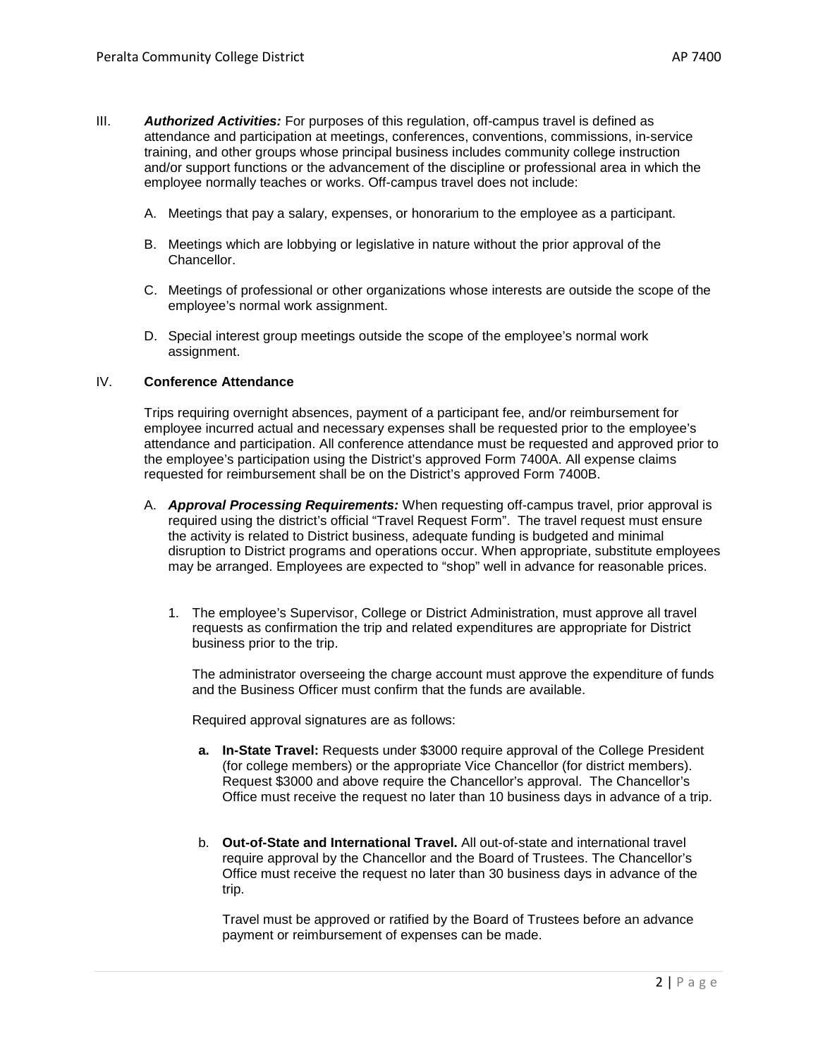III. ***Authorized Activities:*** For purposes of this regulation, off-campus travel is defined as attendance and participation at meetings, conferences, conventions, commissions, in-service training, and other groups whose principal business includes community college instruction and/or support functions or the advancement of the discipline or professional area in which the employee normally teaches or works. Off-campus travel does not include:

A. Meetings that pay a salary, expenses, or honorarium to the employee as a participant.

B. Meetings which are lobbying or legislative in nature without the prior approval of the Chancellor.

C. Meetings of professional or other organizations whose interests are outside the scope of the employee's normal work assignment.

D. Special interest group meetings outside the scope of the employee's normal work assignment.

IV. **Conference Attendance**

Trips requiring overnight absences, payment of a participant fee, and/or reimbursement for employee incurred actual and necessary expenses shall be requested prior to the employee's attendance and participation. All conference attendance must be requested and approved prior to the employee's participation using the District's approved Form 7400A. All expense claims requested for reimbursement shall be on the District's approved Form 7400B.

A. ***Approval Processing Requirements:*** When requesting off-campus travel, prior approval is required using the district's official "Travel Request Form". The travel request must ensure the activity is related to District business, adequate funding is budgeted and minimal disruption to District programs and operations occur. When appropriate, substitute employees may be arranged. Employees are expected to "shop" well in advance for reasonable prices.

1. The employee's Supervisor, College or District Administration, must approve all travel requests as confirmation the trip and related expenditures are appropriate for District business prior to the trip.

   The administrator overseeing the charge account must approve the expenditure of funds and the Business Officer must confirm that the funds are available.

   Required approval signatures are as follows:

   **a. In-State Travel:** Requests under $3000 require approval of the College President (for college members) or the appropriate Vice Chancellor (for district members). Request $3000 and above require the Chancellor's approval. The Chancellor's Office must receive the request no later than 10 business days in advance of a trip.

   b. **Out-of-State and International Travel.** All out-of-state and international travel require approval by the Chancellor and the Board of Trustees. The Chancellor's Office must receive the request no later than 30 business days in advance of the trip.

   Travel must be approved or ratified by the Board of Trustees before an advance payment or reimbursement of expenses can be made.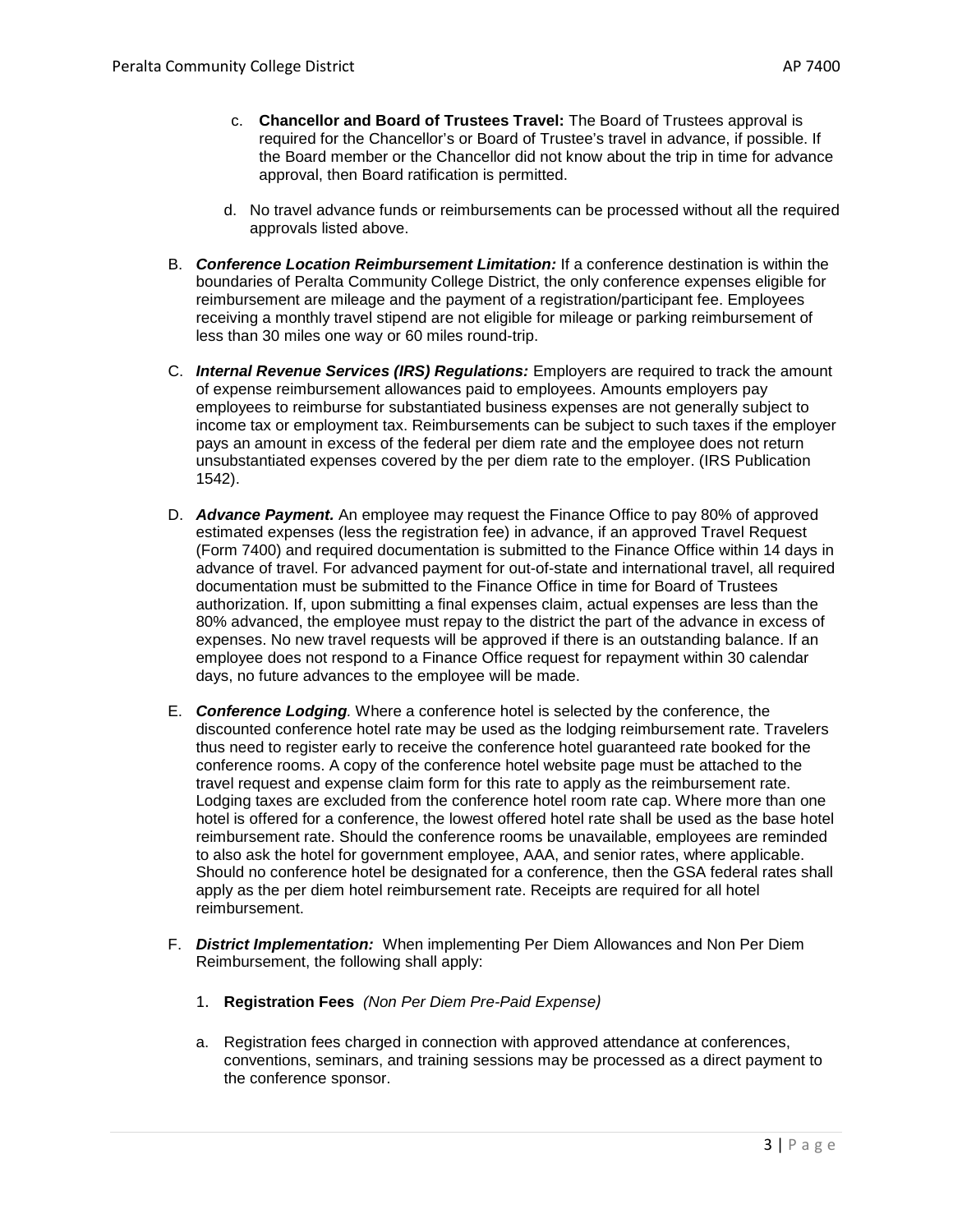c. **Chancellor and Board of Trustees Travel:** The Board of Trustees approval is required for the Chancellor's or Board of Trustee's travel in advance, if possible. If the Board member or the Chancellor did not know about the trip in time for advance approval, then Board ratification is permitted.

d. No travel advance funds or reimbursements can be processed without all the required approvals listed above.

B. ***Conference Location Reimbursement Limitation:*** If a conference destination is within the boundaries of Peralta Community College District, the only conference expenses eligible for reimbursement are mileage and the payment of a registration/participant fee. Employees receiving a monthly travel stipend are not eligible for mileage or parking reimbursement of less than 30 miles one way or 60 miles round-trip.

C. ***Internal Revenue Services (IRS) Regulations:*** Employers are required to track the amount of expense reimbursement allowances paid to employees. Amounts employers pay employees to reimburse for substantiated business expenses are not generally subject to income tax or employment tax. Reimbursements can be subject to such taxes if the employer pays an amount in excess of the federal per diem rate and the employee does not return unsubstantiated expenses covered by the per diem rate to the employer. (IRS Publication 1542).

D. ***Advance Payment.*** An employee may request the Finance Office to pay 80% of approved estimated expenses (less the registration fee) in advance, if an approved Travel Request (Form 7400) and required documentation is submitted to the Finance Office within 14 days in advance of travel. For advanced payment for out-of-state and international travel, all required documentation must be submitted to the Finance Office in time for Board of Trustees authorization. If, upon submitting a final expenses claim, actual expenses are less than the 80% advanced, the employee must repay to the district the part of the advance in excess of expenses. No new travel requests will be approved if there is an outstanding balance. If an employee does not respond to a Finance Office request for repayment within 30 calendar days, no future advances to the employee will be made.

E. ***Conference Lodging**.* Where a conference hotel is selected by the conference, the discounted conference hotel rate may be used as the lodging reimbursement rate. Travelers thus need to register early to receive the conference hotel guaranteed rate booked for the conference rooms. A copy of the conference hotel website page must be attached to the travel request and expense claim form for this rate to apply as the reimbursement rate. Lodging taxes are excluded from the conference hotel room rate cap. Where more than one hotel is offered for a conference, the lowest offered hotel rate shall be used as the base hotel reimbursement rate. Should the conference rooms be unavailable, employees are reminded to also ask the hotel for government employee, AAA, and senior rates, where applicable. Should no conference hotel be designated for a conference, then the GSA federal rates shall apply as the per diem hotel reimbursement rate. Receipts are required for all hotel reimbursement.

F. ***District Implementation:*** When implementing Per Diem Allowances and Non Per Diem Reimbursement, the following shall apply:

1. **Registration Fees** *(Non Per Diem Pre-Paid Expense)*

a. Registration fees charged in connection with approved attendance at conferences, conventions, seminars, and training sessions may be processed as a direct payment to the conference sponsor.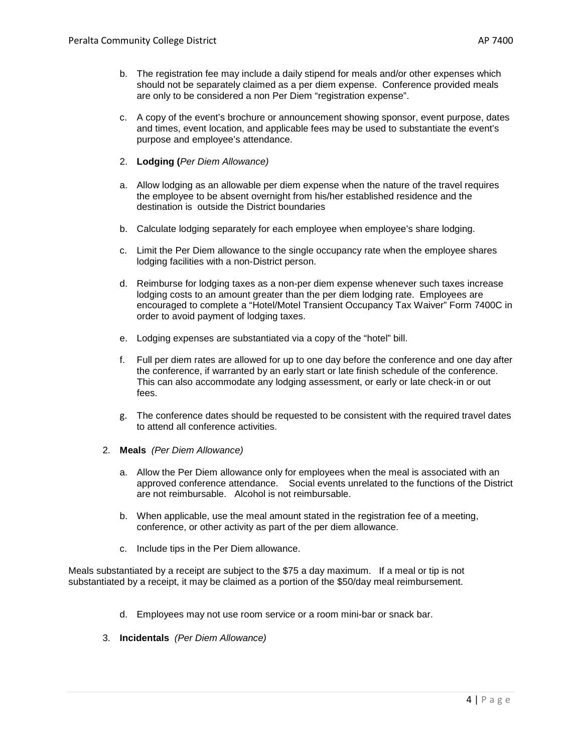b. The registration fee may include a daily stipend for meals and/or other expenses which should not be separately claimed as a per diem expense. Conference provided meals are only to be considered a non Per Diem "registration expense".

c. A copy of the event's brochure or announcement showing sponsor, event purpose, dates and times, event location, and applicable fees may be used to substantiate the event's purpose and employee's attendance.

2. **Lodging (***Per Diem Allowance)*

a. Allow lodging as an allowable per diem expense when the nature of the travel requires the employee to be absent overnight from his/her established residence and the destination is outside the District boundaries

b. Calculate lodging separately for each employee when employee's share lodging.

c. Limit the Per Diem allowance to the single occupancy rate when the employee shares lodging facilities with a non-District person.

d. Reimburse for lodging taxes as a non-per diem expense whenever such taxes increase lodging costs to an amount greater than the per diem lodging rate. Employees are encouraged to complete a "Hotel/Motel Transient Occupancy Tax Waiver" Form 7400C in order to avoid payment of lodging taxes.

e. Lodging expenses are substantiated via a copy of the "hotel" bill.

f. Full per diem rates are allowed for up to one day before the conference and one day after the conference, if warranted by an early start or late finish schedule of the conference. This can also accommodate any lodging assessment, or early or late check-in or out fees.

g. The conference dates should be requested to be consistent with the required travel dates to attend all conference activities.

2. **Meals** *(Per Diem Allowance)*

a. Allow the Per Diem allowance only for employees when the meal is associated with an approved conference attendance. Social events unrelated to the functions of the District are not reimbursable. Alcohol is not reimbursable.

b. When applicable, use the meal amount stated in the registration fee of a meeting, conference, or other activity as part of the per diem allowance.

c. Include tips in the Per Diem allowance.

Meals substantiated by a receipt are subject to the $75 a day maximum. If a meal or tip is not substantiated by a receipt, it may be claimed as a portion of the $50/day meal reimbursement.

d. Employees may not use room service or a room mini-bar or snack bar.

3. **Incidentals** *(Per Diem Allowance)*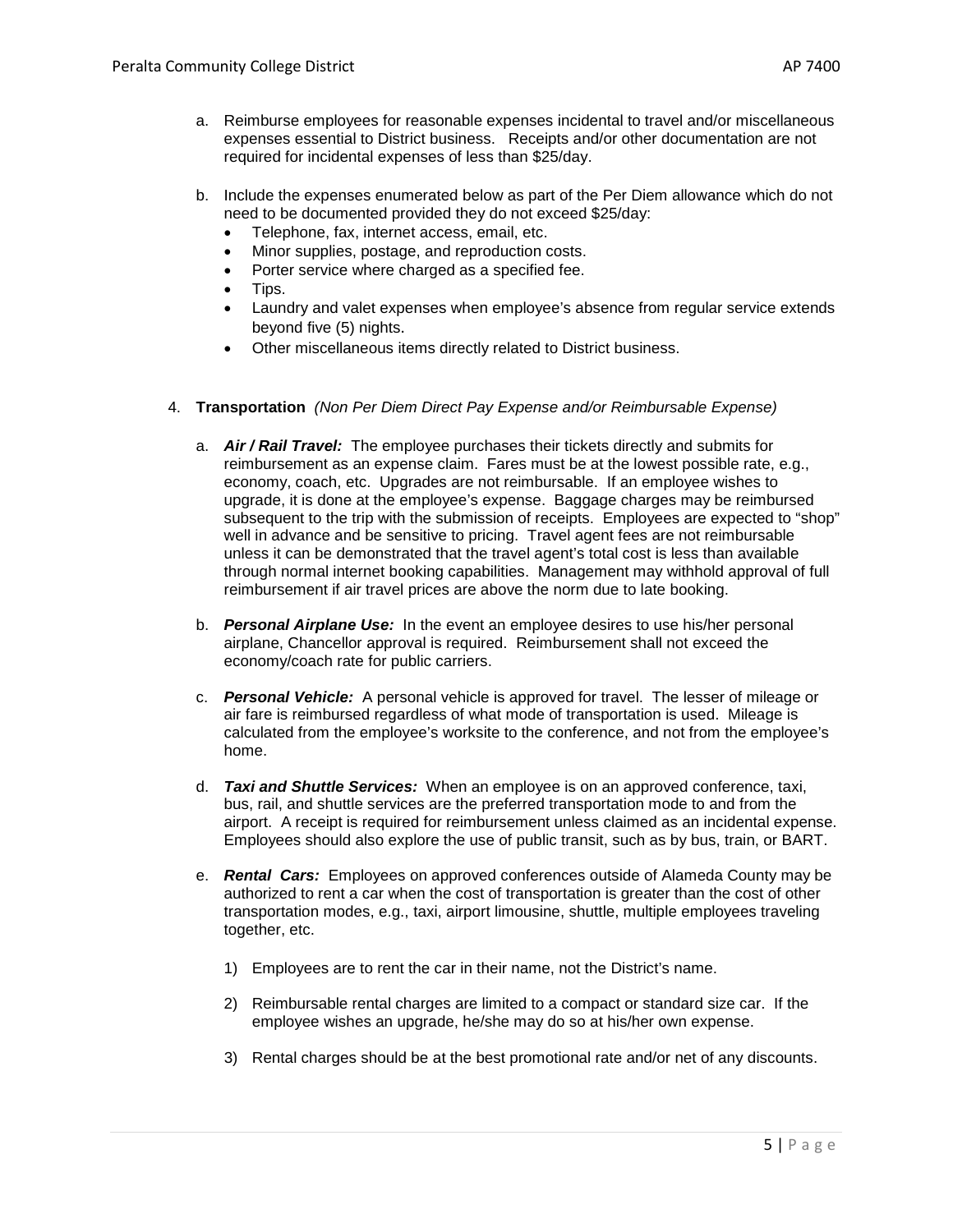a. Reimburse employees for reasonable expenses incidental to travel and/or miscellaneous expenses essential to District business. Receipts and/or other documentation are not required for incidental expenses of less than $25/day.

b. Include the expenses enumerated below as part of the Per Diem allowance which do not need to be documented provided they do not exceed $25/day:
   - Telephone, fax, internet access, email, etc.
   - Minor supplies, postage, and reproduction costs.
   - Porter service where charged as a specified fee.
   - Tips.
   - Laundry and valet expenses when employee's absence from regular service extends beyond five (5) nights.
   - Other miscellaneous items directly related to District business.

4. **Transportation** *(Non Per Diem Direct Pay Expense and/or Reimbursable Expense)*

   a. ***Air / Rail Travel:*** The employee purchases their tickets directly and submits for reimbursement as an expense claim. Fares must be at the lowest possible rate, e.g., economy, coach, etc. Upgrades are not reimbursable. If an employee wishes to upgrade, it is done at the employee's expense. Baggage charges may be reimbursed subsequent to the trip with the submission of receipts. Employees are expected to "shop" well in advance and be sensitive to pricing. Travel agent fees are not reimbursable unless it can be demonstrated that the travel agent's total cost is less than available through normal internet booking capabilities. Management may withhold approval of full reimbursement if air travel prices are above the norm due to late booking.

   b. ***Personal Airplane Use:*** In the event an employee desires to use his/her personal airplane, Chancellor approval is required. Reimbursement shall not exceed the economy/coach rate for public carriers.

   c. ***Personal Vehicle:*** A personal vehicle is approved for travel. The lesser of mileage or air fare is reimbursed regardless of what mode of transportation is used. Mileage is calculated from the employee's worksite to the conference, and not from the employee's home.

   d. ***Taxi and Shuttle Services:*** When an employee is on an approved conference, taxi, bus, rail, and shuttle services are the preferred transportation mode to and from the airport. A receipt is required for reimbursement unless claimed as an incidental expense. Employees should also explore the use of public transit, such as by bus, train, or BART.

   e. ***Rental Cars:*** Employees on approved conferences outside of Alameda County may be authorized to rent a car when the cost of transportation is greater than the cost of other transportation modes, e.g., taxi, airport limousine, shuttle, multiple employees traveling together, etc.

      1) Employees are to rent the car in their name, not the District's name.

      2) Reimbursable rental charges are limited to a compact or standard size car. If the employee wishes an upgrade, he/she may do so at his/her own expense.

      3) Rental charges should be at the best promotional rate and/or net of any discounts.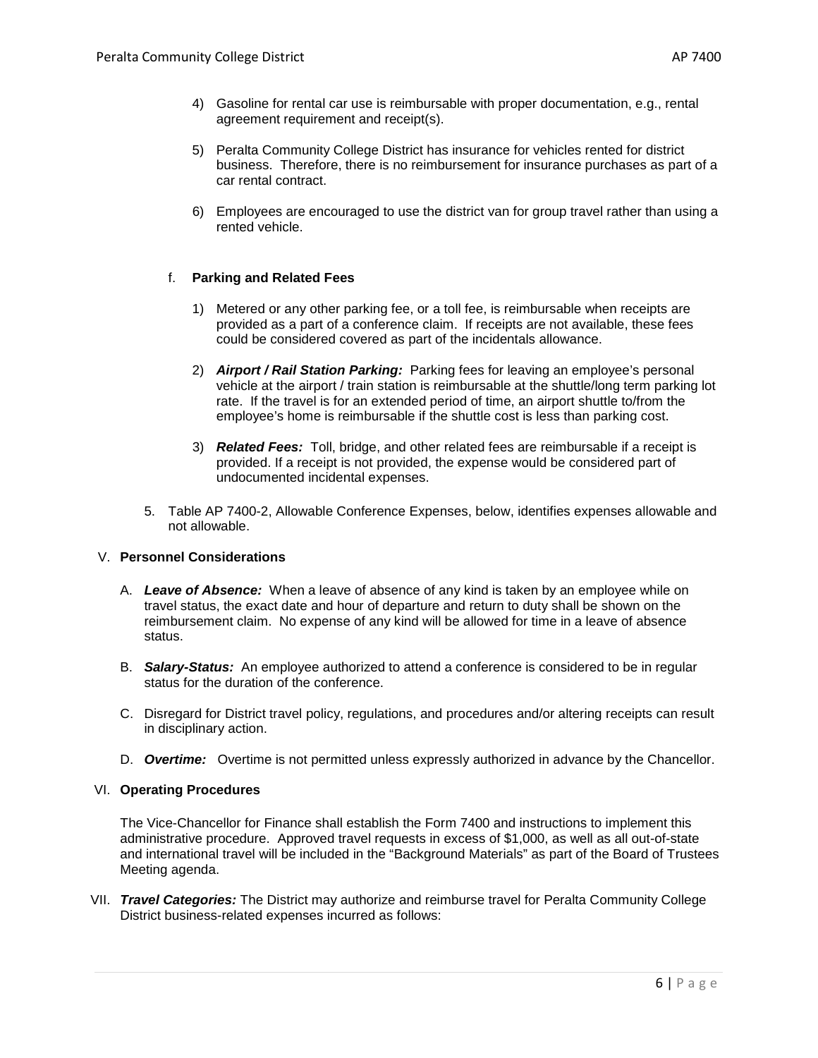4) Gasoline for rental car use is reimbursable with proper documentation, e.g., rental agreement requirement and receipt(s).

5) Peralta Community College District has insurance for vehicles rented for district business. Therefore, there is no reimbursement for insurance purchases as part of a car rental contract.

6) Employees are encouraged to use the district van for group travel rather than using a rented vehicle.

f. **Parking and Related Fees**

1) Metered or any other parking fee, or a toll fee, is reimbursable when receipts are provided as a part of a conference claim. If receipts are not available, these fees could be considered covered as part of the incidentals allowance.

2) ***Airport / Rail Station Parking:*** Parking fees for leaving an employee's personal vehicle at the airport / train station is reimbursable at the shuttle/long term parking lot rate. If the travel is for an extended period of time, an airport shuttle to/from the employee's home is reimbursable if the shuttle cost is less than parking cost.

3) ***Related Fees:*** Toll, bridge, and other related fees are reimbursable if a receipt is provided. If a receipt is not provided, the expense would be considered part of undocumented incidental expenses.

5. Table AP 7400-2, Allowable Conference Expenses, below, identifies expenses allowable and not allowable.

## V. **Personnel Considerations**

A. ***Leave of Absence:*** When a leave of absence of any kind is taken by an employee while on travel status, the exact date and hour of departure and return to duty shall be shown on the reimbursement claim. No expense of any kind will be allowed for time in a leave of absence status.

B. ***Salary-Status:*** An employee authorized to attend a conference is considered to be in regular status for the duration of the conference.

C. Disregard for District travel policy, regulations, and procedures and/or altering receipts can result in disciplinary action.

D. ***Overtime:*** Overtime is not permitted unless expressly authorized in advance by the Chancellor.

## VI. **Operating Procedures**

The Vice-Chancellor for Finance shall establish the Form 7400 and instructions to implement this administrative procedure. Approved travel requests in excess of $1,000, as well as all out-of-state and international travel will be included in the "Background Materials" as part of the Board of Trustees Meeting agenda.

VII. ***Travel Categories:*** The District may authorize and reimburse travel for Peralta Community College District business-related expenses incurred as follows: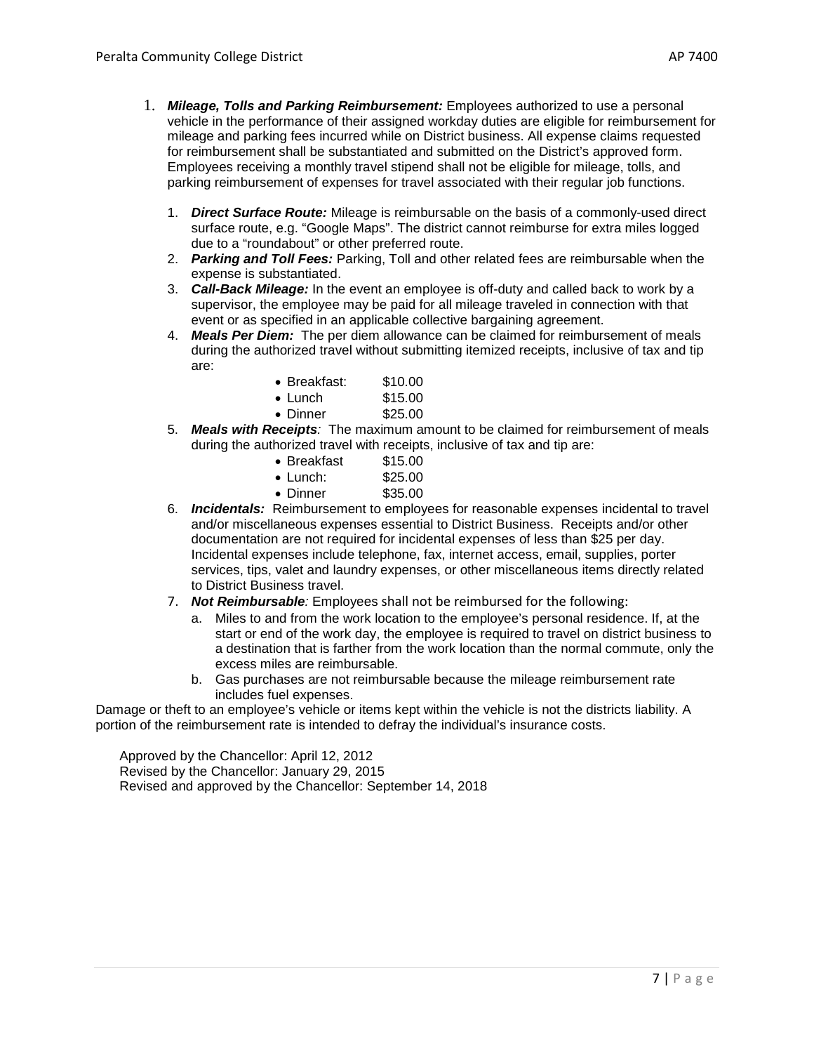1. ***Mileage, Tolls and Parking Reimbursement:*** Employees authorized to use a personal vehicle in the performance of their assigned workday duties are eligible for reimbursement for mileage and parking fees incurred while on District business. All expense claims requested for reimbursement shall be substantiated and submitted on the District's approved form. Employees receiving a monthly travel stipend shall not be eligible for mileage, tolls, and parking reimbursement of expenses for travel associated with their regular job functions.

    1. ***Direct Surface Route:*** Mileage is reimbursable on the basis of a commonly-used direct surface route, e.g. "Google Maps". The district cannot reimburse for extra miles logged due to a "roundabout" or other preferred route.
    2. ***Parking and Toll Fees:*** Parking, Toll and other related fees are reimbursable when the expense is substantiated.
    3. ***Call-Back Mileage:*** In the event an employee is off-duty and called back to work by a supervisor, the employee may be paid for all mileage traveled in connection with that event or as specified in an applicable collective bargaining agreement.
    4. ***Meals Per Diem:*** The per diem allowance can be claimed for reimbursement of meals during the authorized travel without submitting itemized receipts, inclusive of tax and tip are:
        - Breakfast: $10.00
        - Lunch $15.00
        - Dinner $25.00
    5. ***Meals with Receipts****:* The maximum amount to be claimed for reimbursement of meals during the authorized travel with receipts, inclusive of tax and tip are:
        - Breakfast $15.00
        - Lunch: $25.00
        - Dinner $35.00
    6. ***Incidentals:*** Reimbursement to employees for reasonable expenses incidental to travel and/or miscellaneous expenses essential to District Business. Receipts and/or other documentation are not required for incidental expenses of less than $25 per day. Incidental expenses include telephone, fax, internet access, email, supplies, porter services, tips, valet and laundry expenses, or other miscellaneous items directly related to District Business travel.
    7. ***Not Reimbursable****:* Employees shall not be reimbursed for the following:
        a. Miles to and from the work location to the employee's personal residence. If, at the start or end of the work day, the employee is required to travel on district business to a destination that is farther from the work location than the normal commute, only the excess miles are reimbursable.
        b. Gas purchases are not reimbursable because the mileage reimbursement rate includes fuel expenses.

Damage or theft to an employee's vehicle or items kept within the vehicle is not the districts liability. A portion of the reimbursement rate is intended to defray the individual's insurance costs.

Approved by the Chancellor: April 12, 2012
Revised by the Chancellor: January 29, 2015
Revised and approved by the Chancellor: September 14, 2018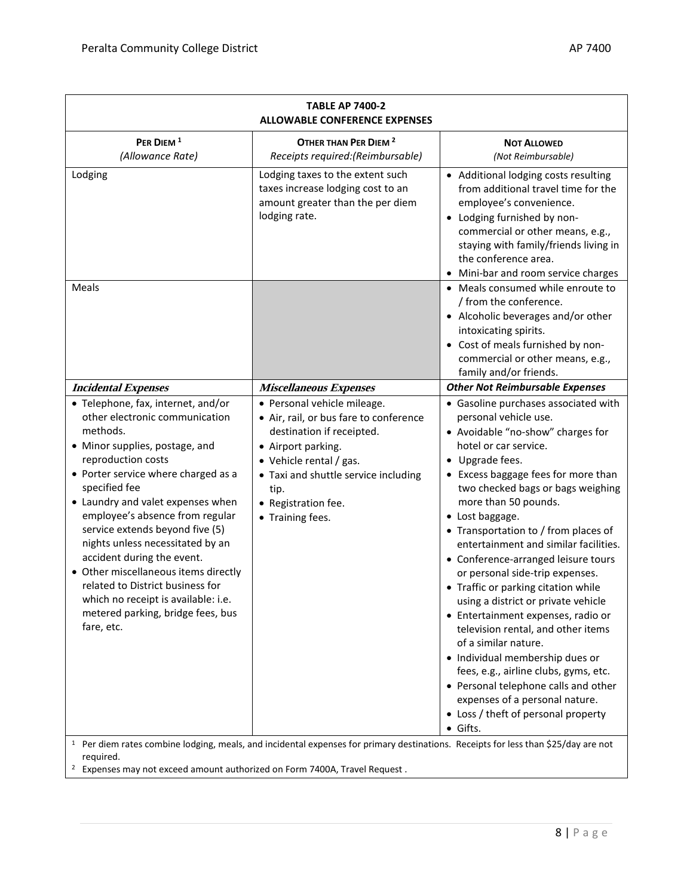**TABLE AP 7400-2**
**ALLOWABLE CONFERENCE EXPENSES**

| PER DIEM [1] *(Allowance Rate)* | OTHER THAN PER DIEM [2] *Receipts required:(Reimbursable)* | NOT ALLOWED *(Not Reimbursable)* |
|---|---|---|
| Lodging | Lodging taxes to the extent such taxes increase lodging cost to an amount greater than the per diem lodging rate. | • Additional lodging costs resulting from additional travel time for the employee's convenience.<br>• Lodging furnished by non-commercial or other means, e.g., staying with family/friends living in the conference area.<br>• Mini-bar and room service charges |
| Meals | | • Meals consumed while enroute to / from the conference.<br>• Alcoholic beverages and/or other intoxicating spirits.<br>• Cost of meals furnished by non-commercial or other means, e.g., family and/or friends. |
| ***Incidental Expenses*** | ***Miscellaneous Expenses*** | ***Other Not Reimbursable Expenses*** |
| • Telephone, fax, internet, and/or other electronic communication methods.<br>• Minor supplies, postage, and reproduction costs<br>• Porter service where charged as a specified fee<br>• Laundry and valet expenses when employee's absence from regular service extends beyond five (5) nights unless necessitated by an accident during the event.<br>• Other miscellaneous items directly related to District business for which no receipt is available: i.e. metered parking, bridge fees, bus fare, etc. | • Personal vehicle mileage.<br>• Air, rail, or bus fare to conference destination if receipted.<br>• Airport parking.<br>• Vehicle rental / gas.<br>• Taxi and shuttle service including tip.<br>• Registration fee.<br>• Training fees. | • Gasoline purchases associated with personal vehicle use.<br>• Avoidable "no-show" charges for hotel or car service.<br>• Upgrade fees.<br>• Excess baggage fees for more than two checked bags or bags weighing more than 50 pounds.<br>• Lost baggage.<br>• Transportation to / from places of entertainment and similar facilities.<br>• Conference-arranged leisure tours or personal side-trip expenses.<br>• Traffic or parking citation while using a district or private vehicle<br>• Entertainment expenses, radio or television rental, and other items of a similar nature.<br>• Individual membership dues or fees, e.g., airline clubs, gyms, etc.<br>• Personal telephone calls and other expenses of a personal nature.<br>• Loss / theft of personal property<br>• Gifts. |

[1] Per diem rates combine lodging, meals, and incidental expenses for primary destinations. Receipts for less than $25/day are not required.

[2] Expenses may not exceed amount authorized on Form 7400A, Travel Request .